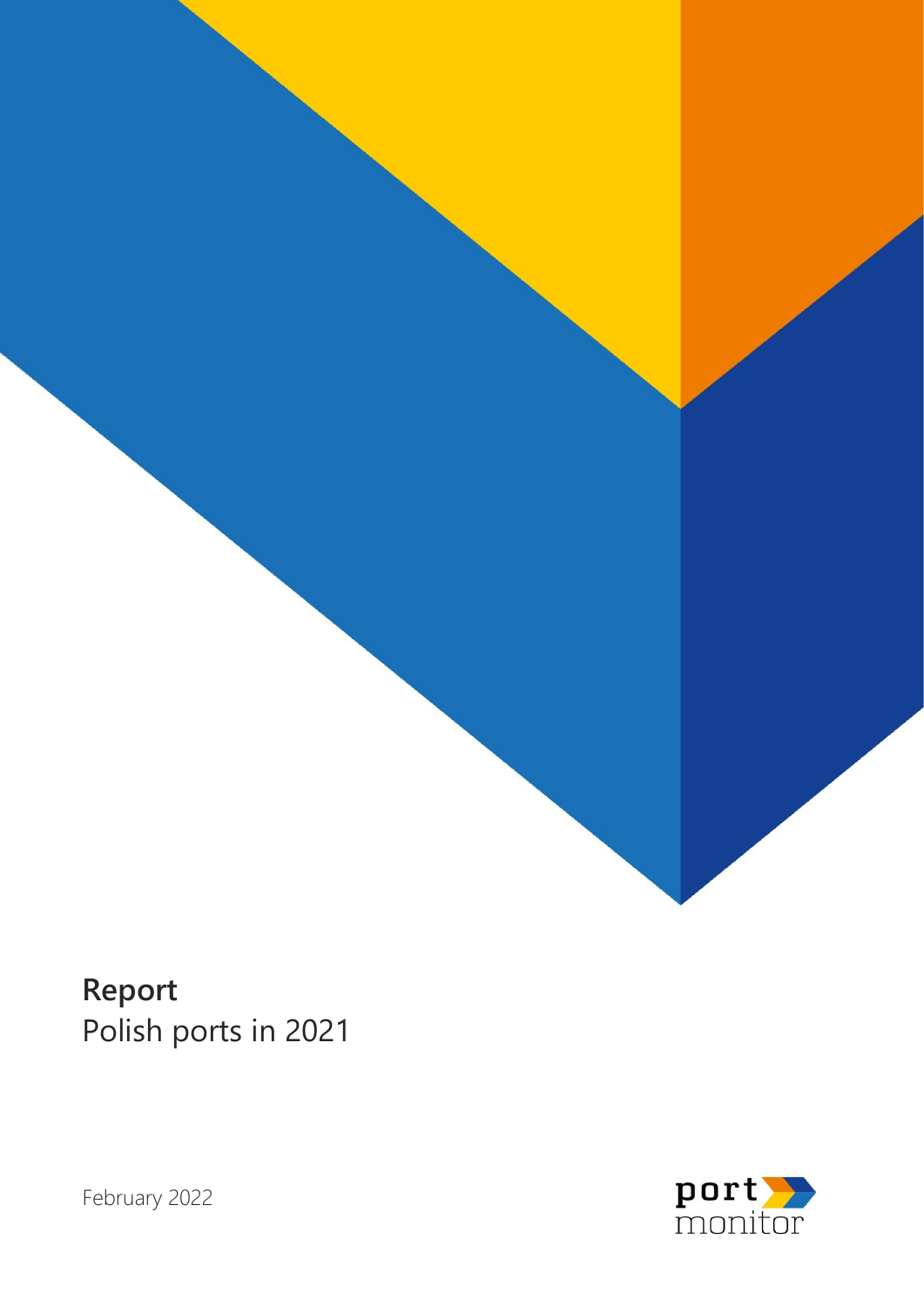# Report

Polish ports in 2021

February 2022

port monitor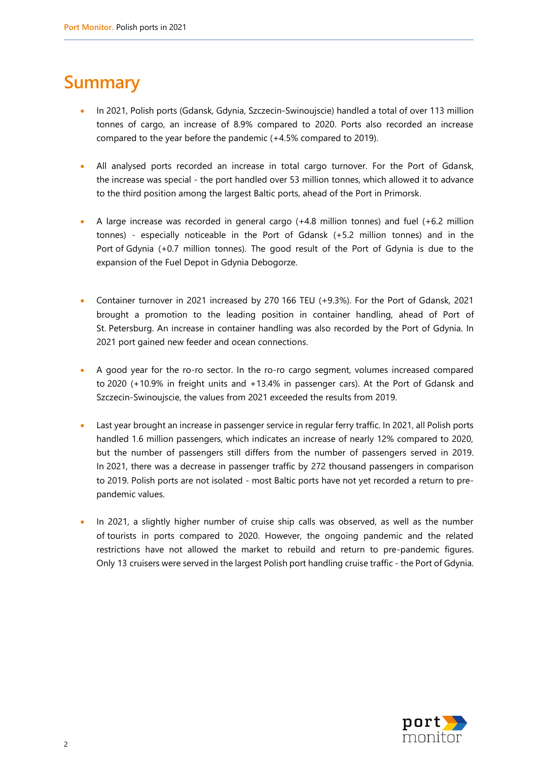# Summary

- In 2021, Polish ports (Gdansk, Gdynia, Szczecin-Swinoujscie) handled a total of over 113 million tonnes of cargo, an increase of 8.9% compared to 2020. Ports also recorded an increase compared to the year before the pandemic (+4.5% compared to 2019).

- All analysed ports recorded an increase in total cargo turnover. For the Port of Gdansk, the increase was special - the port handled over 53 million tonnes, which allowed it to advance to the third position among the largest Baltic ports, ahead of the Port in Primorsk.

- A large increase was recorded in general cargo (+4.8 million tonnes) and fuel (+6.2 million tonnes) - especially noticeable in the Port of Gdansk (+5.2 million tonnes) and in the Port of Gdynia (+0.7 million tonnes). The good result of the Port of Gdynia is due to the expansion of the Fuel Depot in Gdynia Debogorze.

- Container turnover in 2021 increased by 270 166 TEU (+9.3%). For the Port of Gdansk, 2021 brought a promotion to the leading position in container handling, ahead of Port of St. Petersburg. An increase in container handling was also recorded by the Port of Gdynia. In 2021 port gained new feeder and ocean connections.

- A good year for the ro-ro sector. In the ro-ro cargo segment, volumes increased compared to 2020 (+10.9% in freight units and +13.4% in passenger cars). At the Port of Gdansk and Szczecin-Swinoujscie, the values from 2021 exceeded the results from 2019.

- Last year brought an increase in passenger service in regular ferry traffic. In 2021, all Polish ports handled 1.6 million passengers, which indicates an increase of nearly 12% compared to 2020, but the number of passengers still differs from the number of passengers served in 2019. In 2021, there was a decrease in passenger traffic by 272 thousand passengers in comparison to 2019. Polish ports are not isolated - most Baltic ports have not yet recorded a return to pre-pandemic values.

- In 2021, a slightly higher number of cruise ship calls was observed, as well as the number of tourists in ports compared to 2020. However, the ongoing pandemic and the related restrictions have not allowed the market to rebuild and return to pre-pandemic figures. Only 13 cruisers were served in the largest Polish port handling cruise traffic - the Port of Gdynia.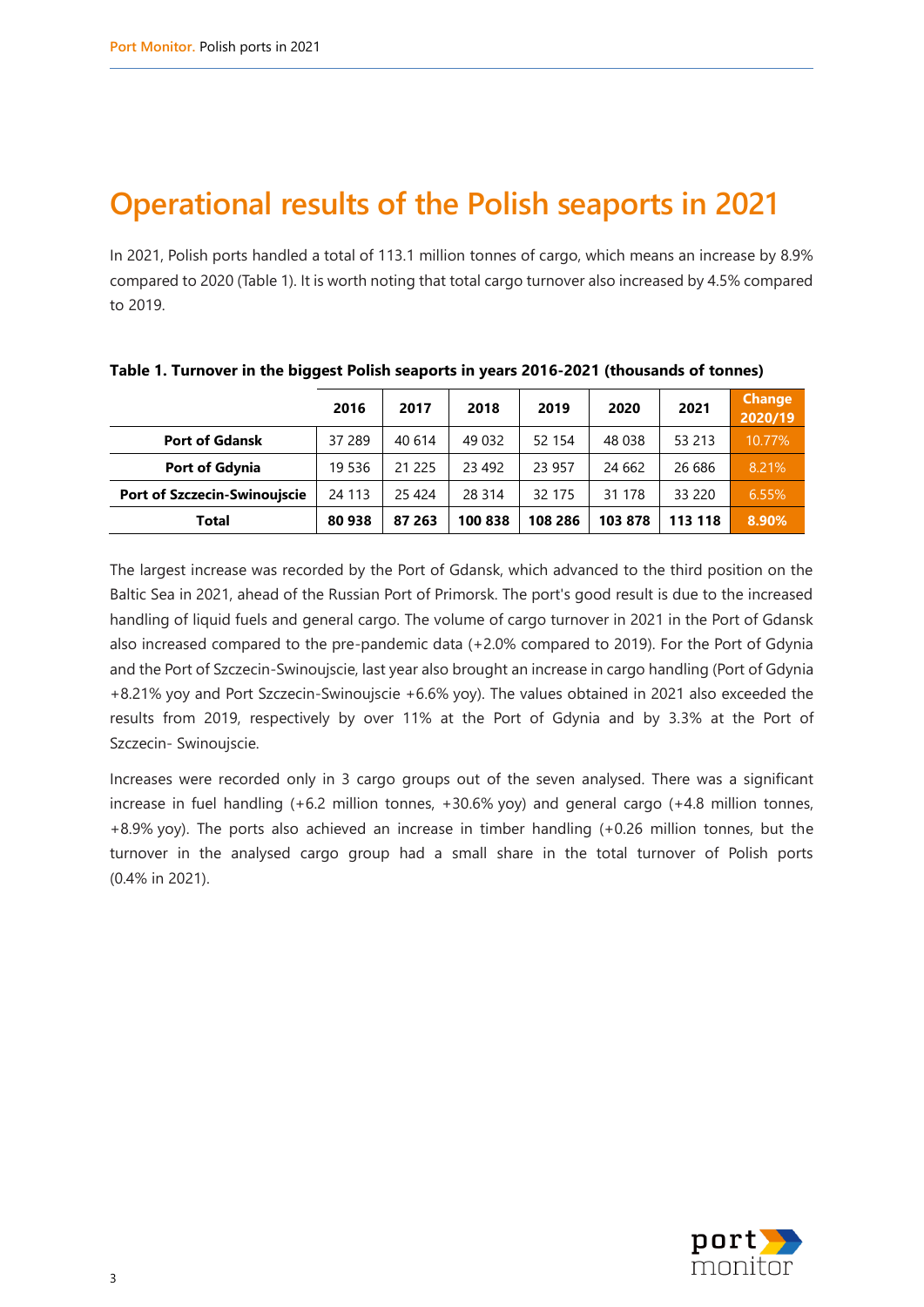# Operational results of the Polish seaports in 2021

In 2021, Polish ports handled a total of 113.1 million tonnes of cargo, which means an increase by 8.9% compared to 2020 (Table 1). It is worth noting that total cargo turnover also increased by 4.5% compared to 2019.

**Table 1. Turnover in the biggest Polish seaports in years 2016-2021 (thousands of tonnes)**

| | 2016 | 2017 | 2018 | 2019 | 2020 | 2021 | Change 2020/19 |
|---|---|---|---|---|---|---|---|
| **Port of Gdansk** | 37 289 | 40 614 | 49 032 | 52 154 | 48 038 | 53 213 | 10.77% |
| **Port of Gdynia** | 19 536 | 21 225 | 23 492 | 23 957 | 24 662 | 26 686 | 8.21% |
| **Port of Szczecin-Swinoujscie** | 24 113 | 25 424 | 28 314 | 32 175 | 31 178 | 33 220 | 6.55% |
| **Total** | **80 938** | **87 263** | **100 838** | **108 286** | **103 878** | **113 118** | **8.90%** |

The largest increase was recorded by the Port of Gdansk, which advanced to the third position on the Baltic Sea in 2021, ahead of the Russian Port of Primorsk. The port's good result is due to the increased handling of liquid fuels and general cargo. The volume of cargo turnover in 2021 in the Port of Gdansk also increased compared to the pre-pandemic data (+2.0% compared to 2019). For the Port of Gdynia and the Port of Szczecin-Swinoujscie, last year also brought an increase in cargo handling (Port of Gdynia +8.21% yoy and Port Szczecin-Swinoujscie +6.6% yoy). The values obtained in 2021 also exceeded the results from 2019, respectively by over 11% at the Port of Gdynia and by 3.3% at the Port of Szczecin- Swinoujscie.

Increases were recorded only in 3 cargo groups out of the seven analysed. There was a significant increase in fuel handling (+6.2 million tonnes, +30.6% yoy) and general cargo (+4.8 million tonnes, +8.9% yoy). The ports also achieved an increase in timber handling (+0.26 million tonnes, but the turnover in the analysed cargo group had a small share in the total turnover of Polish ports (0.4% in 2021).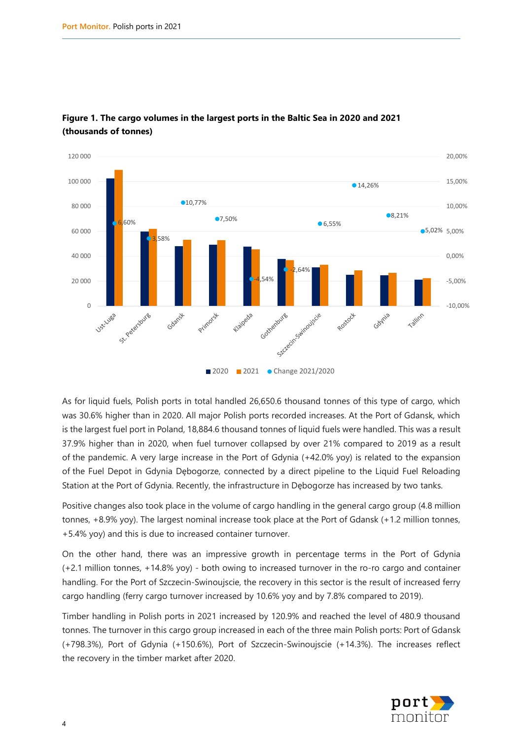**Figure 1. The cargo volumes in the largest ports in the Baltic Sea in 2020 and 2021 (thousands of tonnes)**

As for liquid fuels, Polish ports in total handled 26,650.6 thousand tonnes of this type of cargo, which was 30.6% higher than in 2020. All major Polish ports recorded increases. At the Port of Gdansk, which is the largest fuel port in Poland, 18,884.6 thousand tonnes of liquid fuels were handled. This was a result 37.9% higher than in 2020, when fuel turnover collapsed by over 21% compared to 2019 as a result of the pandemic. A very large increase in the Port of Gdynia (+42.0% yoy) is related to the expansion of the Fuel Depot in Gdynia Dębogorze, connected by a direct pipeline to the Liquid Fuel Reloading Station at the Port of Gdynia. Recently, the infrastructure in Dębogorze has increased by two tanks.

Positive changes also took place in the volume of cargo handling in the general cargo group (4.8 million tonnes, +8.9% yoy). The largest nominal increase took place at the Port of Gdansk (+1.2 million tonnes, +5.4% yoy) and this is due to increased container turnover.

On the other hand, there was an impressive growth in percentage terms in the Port of Gdynia (+2.1 million tonnes, +14.8% yoy) - both owing to increased turnover in the ro-ro cargo and container handling. For the Port of Szczecin-Swinoujscie, the recovery in this sector is the result of increased ferry cargo handling (ferry cargo turnover increased by 10.6% yoy and by 7.8% compared to 2019).

Timber handling in Polish ports in 2021 increased by 120.9% and reached the level of 480.9 thousand tonnes. The turnover in this cargo group increased in each of the three main Polish ports: Port of Gdansk (+798.3%), Port of Gdynia (+150.6%), Port of Szczecin-Swinoujscie (+14.3%). The increases reflect the recovery in the timber market after 2020.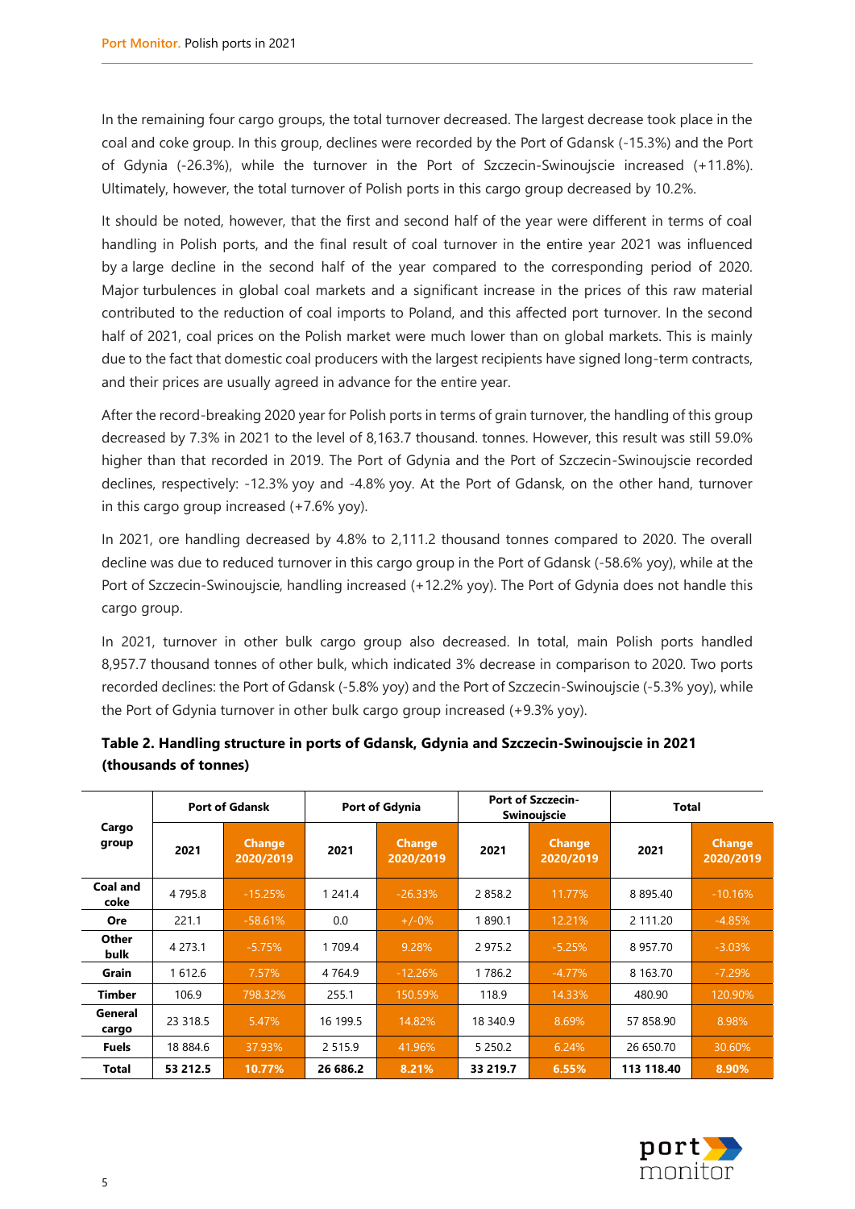In the remaining four cargo groups, the total turnover decreased. The largest decrease took place in the coal and coke group. In this group, declines were recorded by the Port of Gdansk (-15.3%) and the Port of Gdynia (-26.3%), while the turnover in the Port of Szczecin-Swinoujscie increased (+11.8%). Ultimately, however, the total turnover of Polish ports in this cargo group decreased by 10.2%.

It should be noted, however, that the first and second half of the year were different in terms of coal handling in Polish ports, and the final result of coal turnover in the entire year 2021 was influenced by a large decline in the second half of the year compared to the corresponding period of 2020. Major turbulences in global coal markets and a significant increase in the prices of this raw material contributed to the reduction of coal imports to Poland, and this affected port turnover. In the second half of 2021, coal prices on the Polish market were much lower than on global markets. This is mainly due to the fact that domestic coal producers with the largest recipients have signed long-term contracts, and their prices are usually agreed in advance for the entire year.

After the record-breaking 2020 year for Polish ports in terms of grain turnover, the handling of this group decreased by 7.3% in 2021 to the level of 8,163.7 thousand. tonnes. However, this result was still 59.0% higher than that recorded in 2019. The Port of Gdynia and the Port of Szczecin-Swinoujscie recorded declines, respectively: -12.3% yoy and -4.8% yoy. At the Port of Gdansk, on the other hand, turnover in this cargo group increased (+7.6% yoy).

In 2021, ore handling decreased by 4.8% to 2,111.2 thousand tonnes compared to 2020. The overall decline was due to reduced turnover in this cargo group in the Port of Gdansk (-58.6% yoy), while at the Port of Szczecin-Swinoujscie, handling increased (+12.2% yoy). The Port of Gdynia does not handle this cargo group.

In 2021, turnover in other bulk cargo group also decreased. In total, main Polish ports handled 8,957.7 thousand tonnes of other bulk, which indicated 3% decrease in comparison to 2020. Two ports recorded declines: the Port of Gdansk (-5.8% yoy) and the Port of Szczecin-Swinoujscie (-5.3% yoy), while the Port of Gdynia turnover in other bulk cargo group increased (+9.3% yoy).

**Table 2. Handling structure in ports of Gdansk, Gdynia and Szczecin-Swinoujscie in 2021 (thousands of tonnes)**

| Cargo group | Port of Gdansk | | Port of Gdynia | | Port of Szczecin-Swinoujscie | | Total | |
|---|---|---|---|---|---|---|---|---|
| | 2021 | Change 2020/2019 | 2021 | Change 2020/2019 | 2021 | Change 2020/2019 | 2021 | Change 2020/2019 |
| Coal and coke | 4 795.8 | -15.25% | 1 241.4 | -26.33% | 2 858.2 | 11.77% | 8 895.40 | -10.16% |
| Ore | 221.1 | -58.61% | 0.0 | +/-0% | 1 890.1 | 12.21% | 2 111.20 | -4.85% |
| Other bulk | 4 273.1 | -5.75% | 1 709.4 | 9.28% | 2 975.2 | -5.25% | 8 957.70 | -3.03% |
| Grain | 1 612.6 | 7.57% | 4 764.9 | -12.26% | 1 786.2 | -4.77% | 8 163.70 | -7.29% |
| Timber | 106.9 | 798.32% | 255.1 | 150.59% | 118.9 | 14.33% | 480.90 | 120.90% |
| General cargo | 23 318.5 | 5.47% | 16 199.5 | 14.82% | 18 340.9 | 8.69% | 57 858.90 | 8.98% |
| Fuels | 18 884.6 | 37.93% | 2 515.9 | 41.96% | 5 250.2 | 6.24% | 26 650.70 | 30.60% |
| **Total** | **53 212.5** | **10.77%** | **26 686.2** | **8.21%** | **33 219.7** | **6.55%** | **113 118.40** | **8.90%** |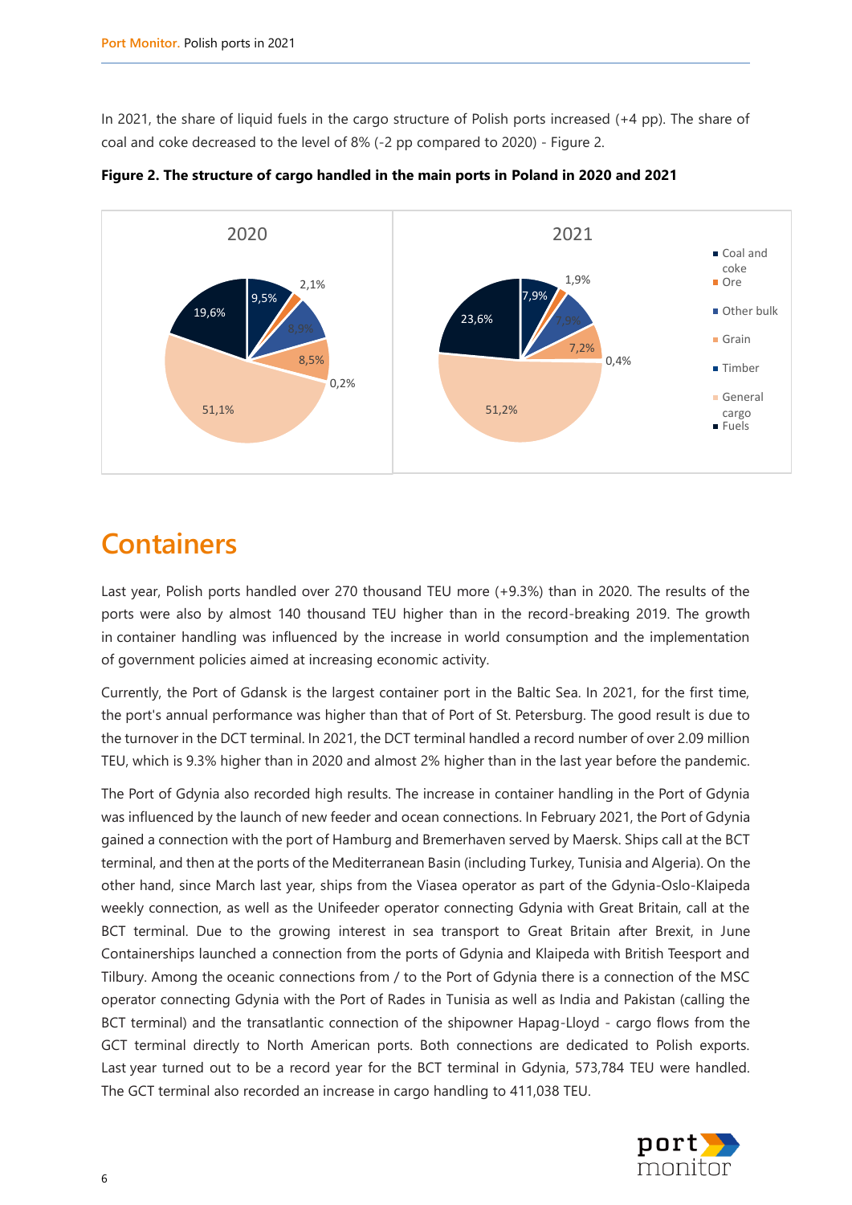In 2021, the share of liquid fuels in the cargo structure of Polish ports increased (+4 pp). The share of coal and coke decreased to the level of 8% (-2 pp compared to 2020) - Figure 2.

**Figure 2. The structure of cargo handled in the main ports in Poland in 2020 and 2021**

| | 2020 | 2021 |
|---|---|---|
| Coal and coke | 9,5% | 7,9% |
| Ore | 2,1% | 1,9% |
| Other bulk | 8,9% | 7,9% |
| Grain | 8,5% | 7,2% |
| Timber | 0,2% | 0,4% |
| General cargo | 51,1% | 51,2% |
| Fuels | 19,6% | 23,6% |

# Containers

Last year, Polish ports handled over 270 thousand TEU more (+9.3%) than in 2020. The results of the ports were also by almost 140 thousand TEU higher than in the record-breaking 2019. The growth in container handling was influenced by the increase in world consumption and the implementation of government policies aimed at increasing economic activity.

Currently, the Port of Gdansk is the largest container port in the Baltic Sea. In 2021, for the first time, the port's annual performance was higher than that of Port of St. Petersburg. The good result is due to the turnover in the DCT terminal. In 2021, the DCT terminal handled a record number of over 2.09 million TEU, which is 9.3% higher than in 2020 and almost 2% higher than in the last year before the pandemic.

The Port of Gdynia also recorded high results. The increase in container handling in the Port of Gdynia was influenced by the launch of new feeder and ocean connections. In February 2021, the Port of Gdynia gained a connection with the port of Hamburg and Bremerhaven served by Maersk. Ships call at the BCT terminal, and then at the ports of the Mediterranean Basin (including Turkey, Tunisia and Algeria). On the other hand, since March last year, ships from the Viasea operator as part of the Gdynia-Oslo-Klaipeda weekly connection, as well as the Unifeeder operator connecting Gdynia with Great Britain, call at the BCT terminal. Due to the growing interest in sea transport to Great Britain after Brexit, in June Containerships launched a connection from the ports of Gdynia and Klaipeda with British Teesport and Tilbury. Among the oceanic connections from / to the Port of Gdynia there is a connection of the MSC operator connecting Gdynia with the Port of Rades in Tunisia as well as India and Pakistan (calling the BCT terminal) and the transatlantic connection of the shipowner Hapag-Lloyd - cargo flows from the GCT terminal directly to North American ports. Both connections are dedicated to Polish exports. Last year turned out to be a record year for the BCT terminal in Gdynia, 573,784 TEU were handled. The GCT terminal also recorded an increase in cargo handling to 411,038 TEU.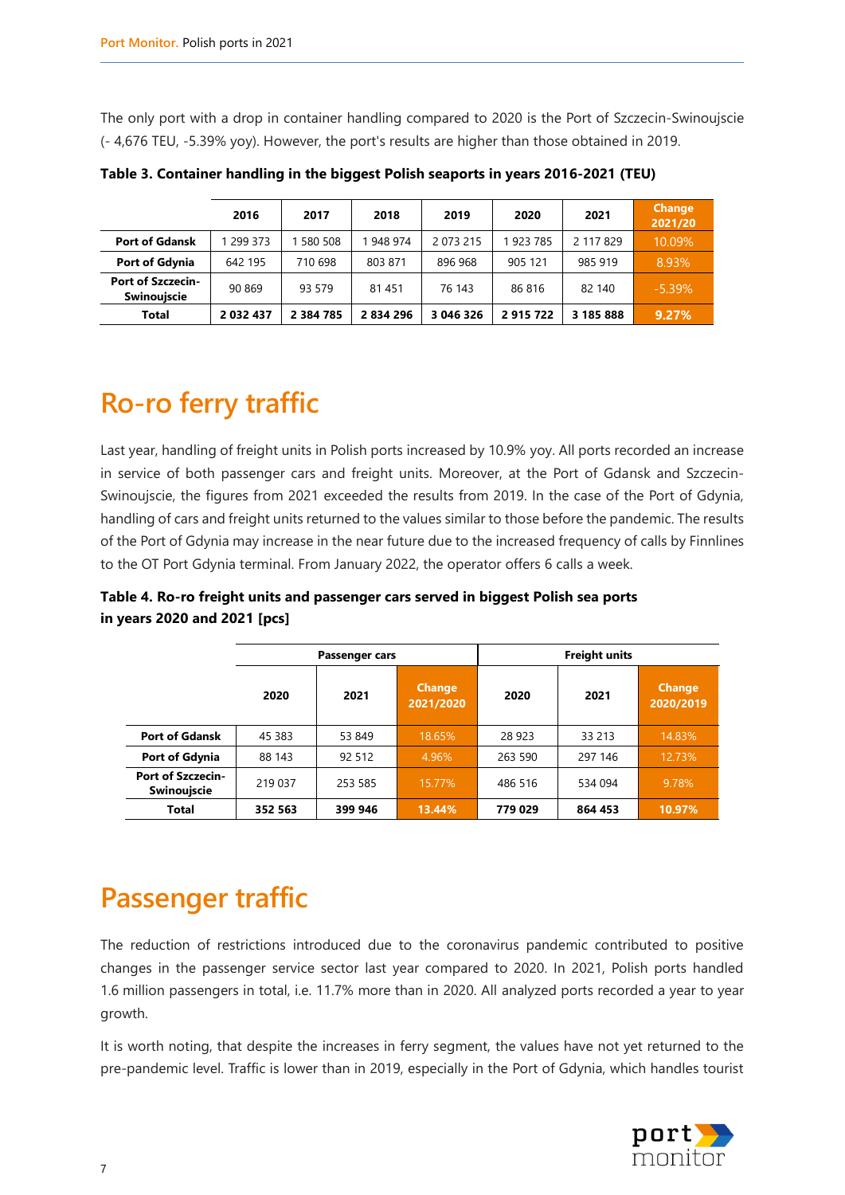The only port with a drop in container handling compared to 2020 is the Port of Szczecin-Swinoujscie (- 4,676 TEU, -5.39% yoy). However, the port's results are higher than those obtained in 2019.

**Table 3. Container handling in the biggest Polish seaports in years 2016-2021 (TEU)**

| | 2016 | 2017 | 2018 | 2019 | 2020 | 2021 | Change 2021/20 |
|---|---|---|---|---|---|---|---|
| **Port of Gdansk** | 1 299 373 | 1 580 508 | 1 948 974 | 2 073 215 | 1 923 785 | 2 117 829 | 10.09% |
| **Port of Gdynia** | 642 195 | 710 698 | 803 871 | 896 968 | 905 121 | 985 919 | 8.93% |
| **Port of Szczecin-Swinoujscie** | 90 869 | 93 579 | 81 451 | 76 143 | 86 816 | 82 140 | -5.39% |
| **Total** | **2 032 437** | **2 384 785** | **2 834 296** | **3 046 326** | **2 915 722** | **3 185 888** | **9.27%** |

# Ro-ro ferry traffic

Last year, handling of freight units in Polish ports increased by 10.9% yoy. All ports recorded an increase in service of both passenger cars and freight units. Moreover, at the Port of Gdansk and Szczecin-Swinoujscie, the figures from 2021 exceeded the results from 2019. In the case of the Port of Gdynia, handling of cars and freight units returned to the values similar to those before the pandemic. The results of the Port of Gdynia may increase in the near future due to the increased frequency of calls by Finnlines to the OT Port Gdynia terminal. From January 2022, the operator offers 6 calls a week.

**Table 4. Ro-ro freight units and passenger cars served in biggest Polish sea ports in years 2020 and 2021 [pcs]**

| | Passenger cars | | | Freight units | | |
|---|---|---|---|---|---|---|
| | 2020 | 2021 | Change 2021/2020 | 2020 | 2021 | Change 2020/2019 |
| **Port of Gdansk** | 45 383 | 53 849 | 18.65% | 28 923 | 33 213 | 14.83% |
| **Port of Gdynia** | 88 143 | 92 512 | 4.96% | 263 590 | 297 146 | 12.73% |
| **Port of Szczecin-Swinoujscie** | 219 037 | 253 585 | 15.77% | 486 516 | 534 094 | 9.78% |
| **Total** | **352 563** | **399 946** | **13.44%** | **779 029** | **864 453** | **10.97%** |

# Passenger traffic

The reduction of restrictions introduced due to the coronavirus pandemic contributed to positive changes in the passenger service sector last year compared to 2020. In 2021, Polish ports handled 1.6 million passengers in total, i.e. 11.7% more than in 2020. All analyzed ports recorded a year to year growth.

It is worth noting, that despite the increases in ferry segment, the values have not yet returned to the pre-pandemic level. Traffic is lower than in 2019, especially in the Port of Gdynia, which handles tourist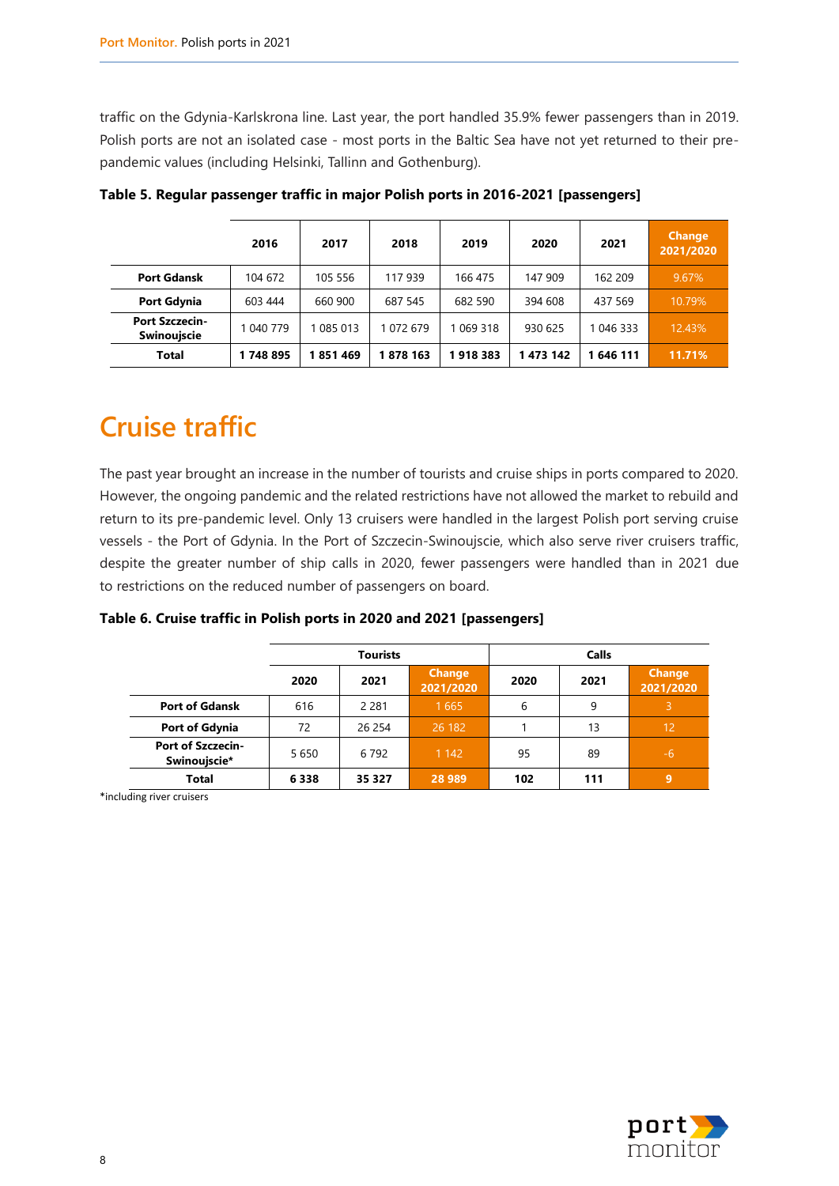traffic on the Gdynia-Karlskrona line. Last year, the port handled 35.9% fewer passengers than in 2019. Polish ports are not an isolated case - most ports in the Baltic Sea have not yet returned to their pre-pandemic values (including Helsinki, Tallinn and Gothenburg).

**Table 5. Regular passenger traffic in major Polish ports in 2016-2021 [passengers]**

| | 2016 | 2017 | 2018 | 2019 | 2020 | 2021 | Change 2021/2020 |
|---|---|---|---|---|---|---|---|
| **Port Gdansk** | 104 672 | 105 556 | 117 939 | 166 475 | 147 909 | 162 209 | 9.67% |
| **Port Gdynia** | 603 444 | 660 900 | 687 545 | 682 590 | 394 608 | 437 569 | 10.79% |
| **Port Szczecin-Swinoujscie** | 1 040 779 | 1 085 013 | 1 072 679 | 1 069 318 | 930 625 | 1 046 333 | 12.43% |
| **Total** | **1 748 895** | **1 851 469** | **1 878 163** | **1 918 383** | **1 473 142** | **1 646 111** | **11.71%** |

# Cruise traffic

The past year brought an increase in the number of tourists and cruise ships in ports compared to 2020. However, the ongoing pandemic and the related restrictions have not allowed the market to rebuild and return to its pre-pandemic level. Only 13 cruisers were handled in the largest Polish port serving cruise vessels - the Port of Gdynia. In the Port of Szczecin-Swinoujscie, which also serve river cruisers traffic, despite the greater number of ship calls in 2020, fewer passengers were handled than in 2021 due to restrictions on the reduced number of passengers on board.

**Table 6. Cruise traffic in Polish ports in 2020 and 2021 [passengers]**

| | Tourists | | | Calls | | |
|---|---|---|---|---|---|---|
| | 2020 | 2021 | Change 2021/2020 | 2020 | 2021 | Change 2021/2020 |
| **Port of Gdansk** | 616 | 2 281 | 1 665 | 6 | 9 | 3 |
| **Port of Gdynia** | 72 | 26 254 | 26 182 | 1 | 13 | 12 |
| **Port of Szczecin-Swinoujscie*** | 5 650 | 6 792 | 1 142 | 95 | 89 | -6 |
| **Total** | **6 338** | **35 327** | **28 989** | **102** | **111** | **9** |

*including river cruisers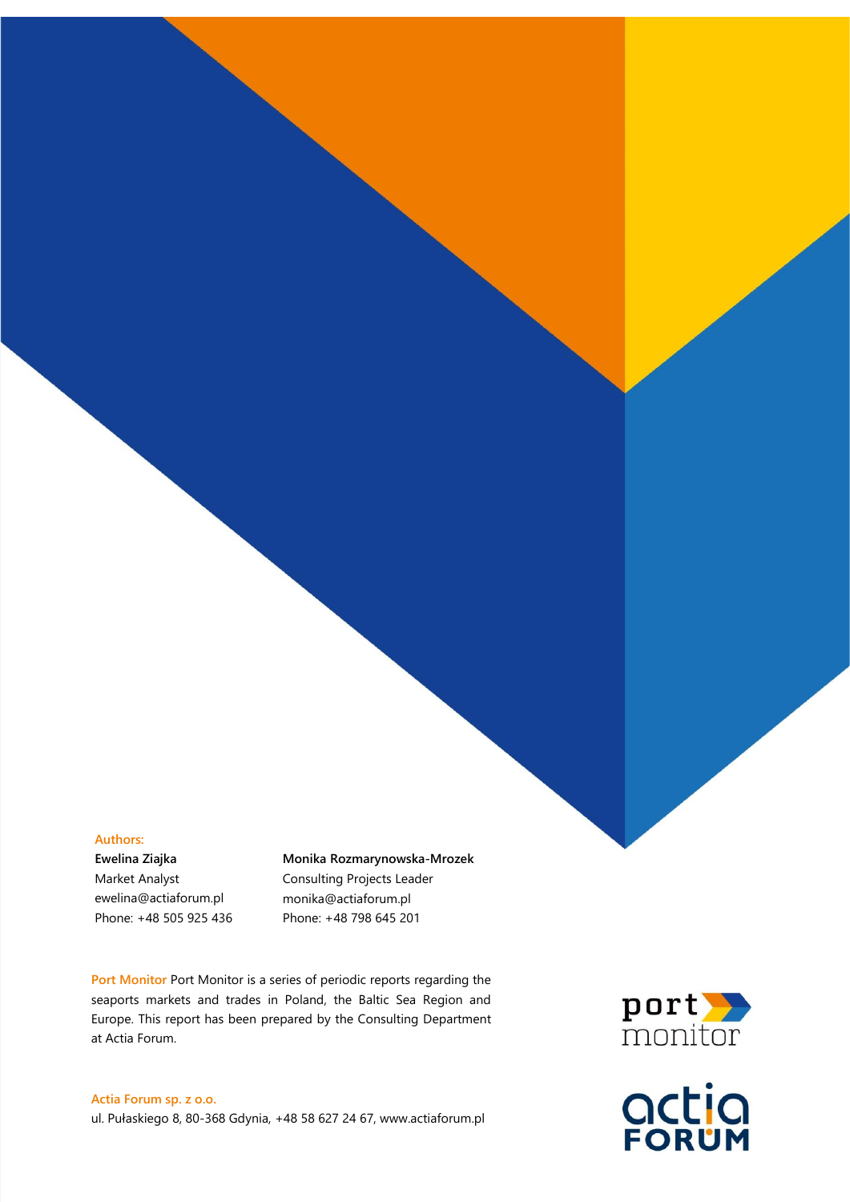**Authors:**

**Ewelina Ziajka**
Market Analyst
ewelina@actiaforum.pl
Phone: +48 505 925 436

**Monika Rozmarynowska-Mrozek**
Consulting Projects Leader
monika@actiaforum.pl
Phone: +48 798 645 201

Port Monitor Port Monitor is a series of periodic reports regarding the seaports markets and trades in Poland, the Baltic Sea Region and Europe. This report has been prepared by the Consulting Department at Actia Forum.

**Actia Forum sp. z o.o.**
ul. Pułaskiego 8, 80-368 Gdynia, +48 58 627 24 67, www.actiaforum.pl